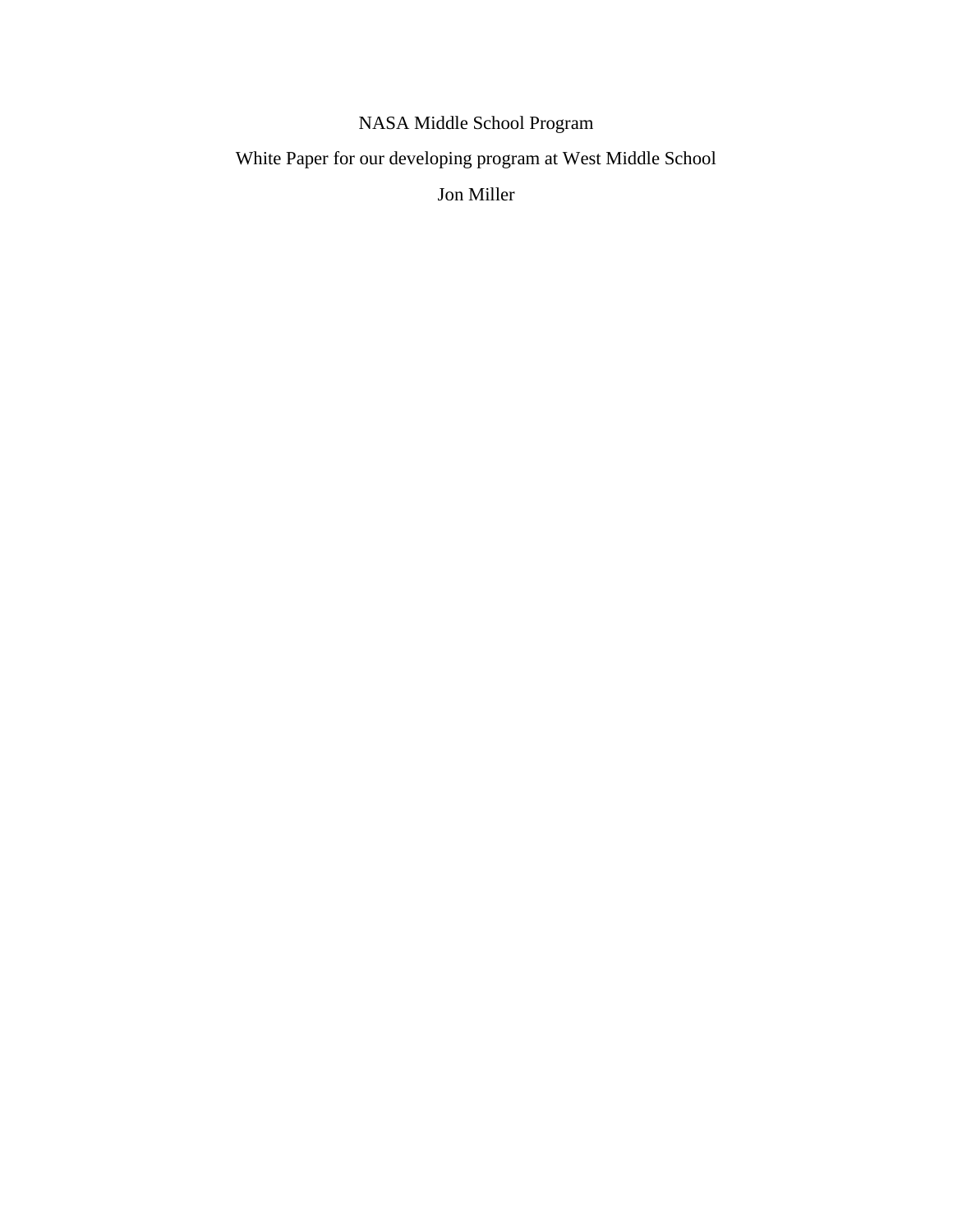# NASA Middle School Program

White Paper for our developing program at West Middle School

Jon Miller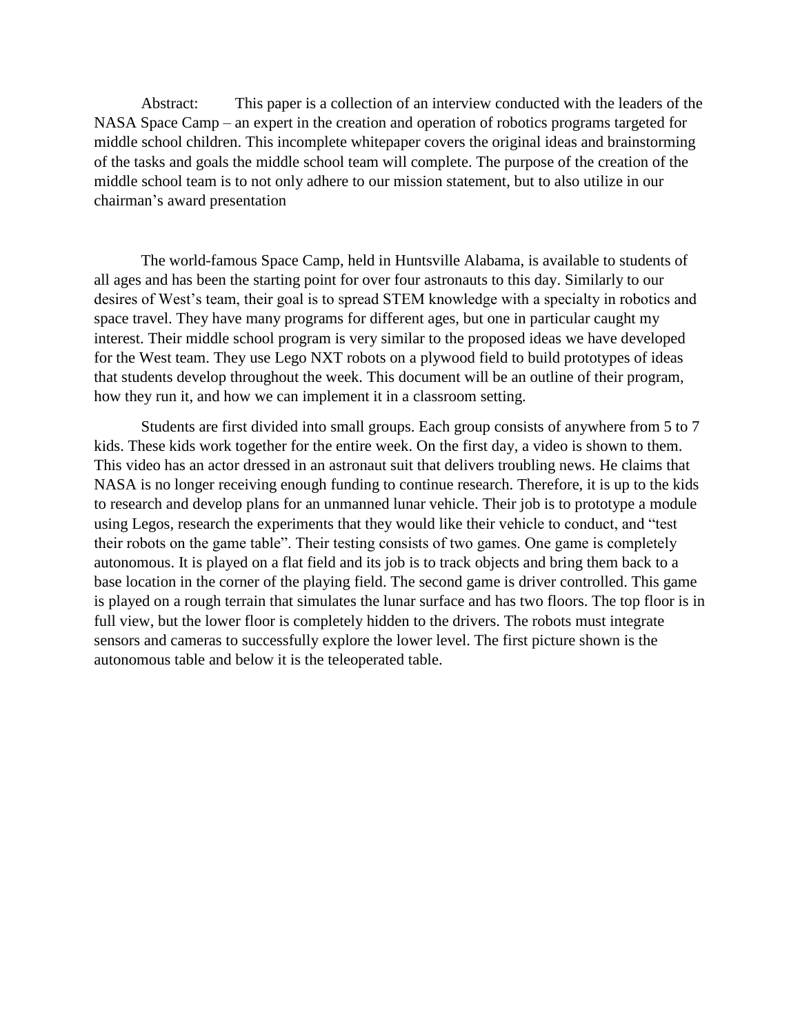Abstract: This paper is a collection of an interview conducted with the leaders of the NASA Space Camp – an expert in the creation and operation of robotics programs targeted for middle school children. This incomplete whitepaper covers the original ideas and brainstorming of the tasks and goals the middle school team will complete. The purpose of the creation of the middle school team is to not only adhere to our mission statement, but to also utilize in our chairman's award presentation

The world-famous Space Camp, held in Huntsville Alabama, is available to students of all ages and has been the starting point for over four astronauts to this day. Similarly to our desires of West's team, their goal is to spread STEM knowledge with a specialty in robotics and space travel. They have many programs for different ages, but one in particular caught my interest. Their middle school program is very similar to the proposed ideas we have developed for the West team. They use Lego NXT robots on a plywood field to build prototypes of ideas that students develop throughout the week. This document will be an outline of their program, how they run it, and how we can implement it in a classroom setting.

Students are first divided into small groups. Each group consists of anywhere from 5 to 7 kids. These kids work together for the entire week. On the first day, a video is shown to them. This video has an actor dressed in an astronaut suit that delivers troubling news. He claims that NASA is no longer receiving enough funding to continue research. Therefore, it is up to the kids to research and develop plans for an unmanned lunar vehicle. Their job is to prototype a module using Legos, research the experiments that they would like their vehicle to conduct, and "test their robots on the game table". Their testing consists of two games. One game is completely autonomous. It is played on a flat field and its job is to track objects and bring them back to a base location in the corner of the playing field. The second game is driver controlled. This game is played on a rough terrain that simulates the lunar surface and has two floors. The top floor is in full view, but the lower floor is completely hidden to the drivers. The robots must integrate sensors and cameras to successfully explore the lower level. The first picture shown is the autonomous table and below it is the teleoperated table.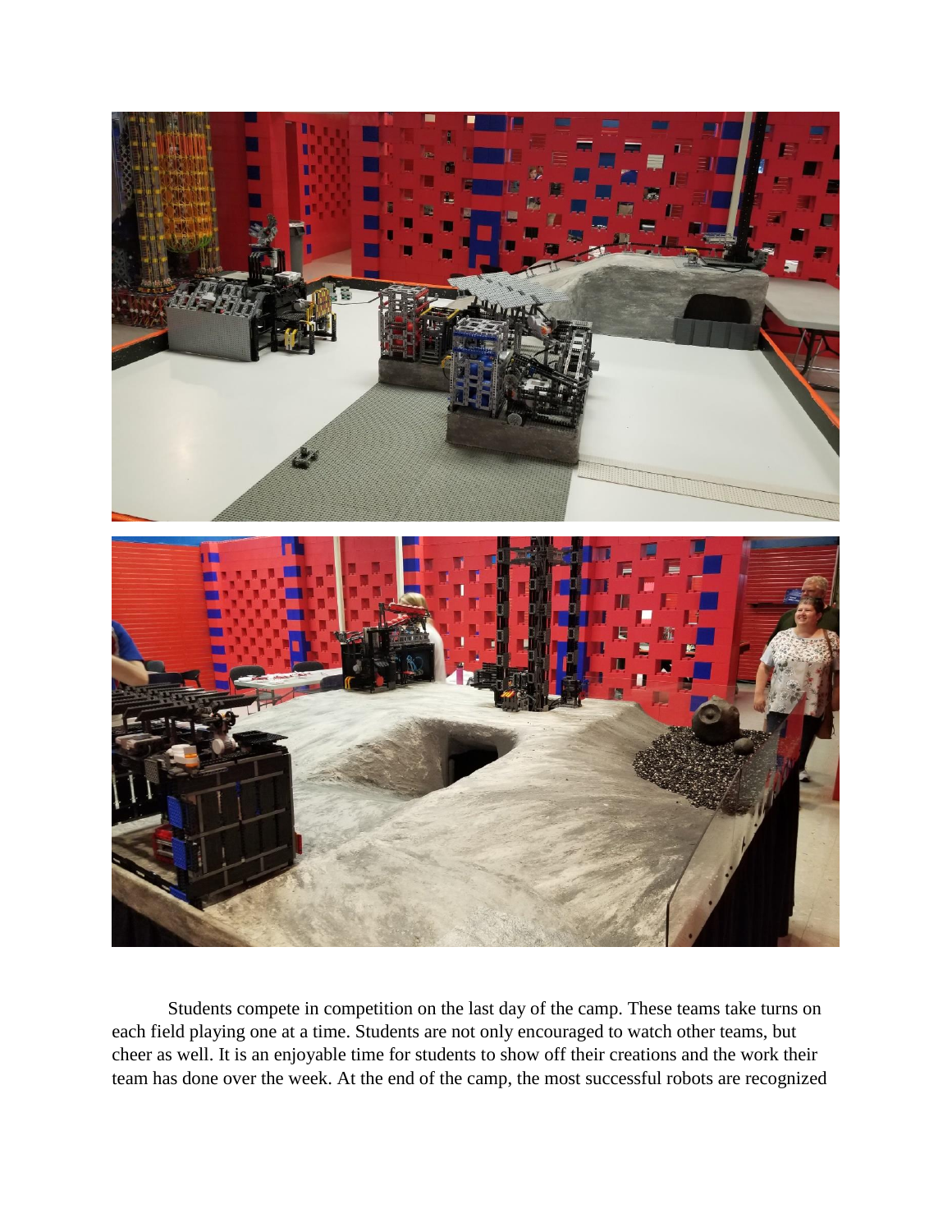Students compete in competition on the last day of the camp. These teams take turns on each field playing one at a time. Students are not only encouraged to watch other teams, but cheer as well. It is an enjoyable time for students to show off their creations and the work their team has done over the week. At the end of the camp, the most successful robots are recognized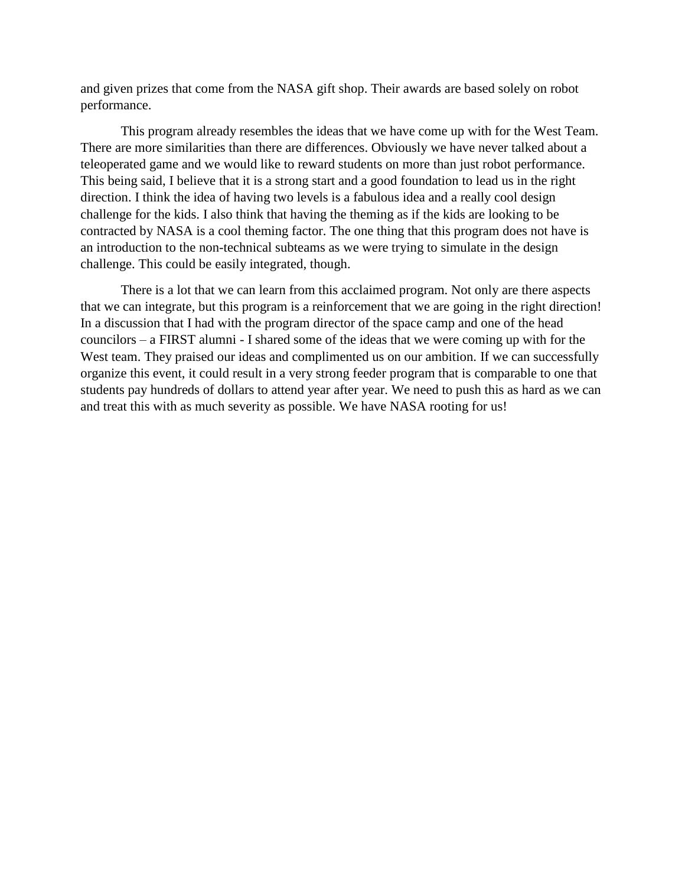and given prizes that come from the NASA gift shop. Their awards are based solely on robot performance.

This program already resembles the ideas that we have come up with for the West Team. There are more similarities than there are differences. Obviously we have never talked about a teleoperated game and we would like to reward students on more than just robot performance. This being said, I believe that it is a strong start and a good foundation to lead us in the right direction. I think the idea of having two levels is a fabulous idea and a really cool design challenge for the kids. I also think that having the theming as if the kids are looking to be contracted by NASA is a cool theming factor. The one thing that this program does not have is an introduction to the non-technical subteams as we were trying to simulate in the design challenge. This could be easily integrated, though.

There is a lot that we can learn from this acclaimed program. Not only are there aspects that we can integrate, but this program is a reinforcement that we are going in the right direction! In a discussion that I had with the program director of the space camp and one of the head councilors – a FIRST alumni - I shared some of the ideas that we were coming up with for the West team. They praised our ideas and complimented us on our ambition. If we can successfully organize this event, it could result in a very strong feeder program that is comparable to one that students pay hundreds of dollars to attend year after year. We need to push this as hard as we can and treat this with as much severity as possible. We have NASA rooting for us!